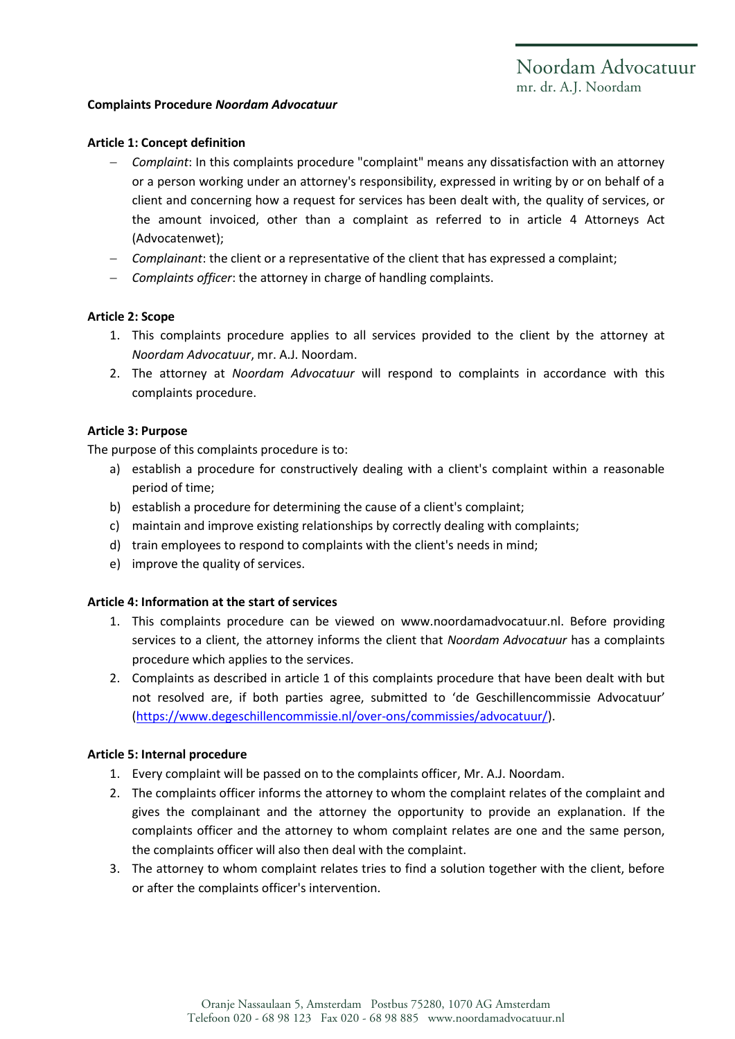Noordam Advocatuur
mr. dr. A.J. Noordam

**Complaints Procedure *Noordam Advocatuur***

**Article 1: Concept definition**

- *Complaint*: In this complaints procedure "complaint" means any dissatisfaction with an attorney or a person working under an attorney's responsibility, expressed in writing by or on behalf of a client and concerning how a request for services has been dealt with, the quality of services, or the amount invoiced, other than a complaint as referred to in article 4 Attorneys Act (Advocatenwet);
- *Complainant*: the client or a representative of the client that has expressed a complaint;
- *Complaints officer*: the attorney in charge of handling complaints.

**Article 2: Scope**

1. This complaints procedure applies to all services provided to the client by the attorney at *Noordam Advocatuur*, mr. A.J. Noordam.
2. The attorney at *Noordam Advocatuur* will respond to complaints in accordance with this complaints procedure.

**Article 3: Purpose**

The purpose of this complaints procedure is to:

a) establish a procedure for constructively dealing with a client's complaint within a reasonable period of time;
b) establish a procedure for determining the cause of a client's complaint;
c) maintain and improve existing relationships by correctly dealing with complaints;
d) train employees to respond to complaints with the client's needs in mind;
e) improve the quality of services.

**Article 4: Information at the start of services**

1. This complaints procedure can be viewed on www.noordamadvocatuur.nl. Before providing services to a client, the attorney informs the client that *Noordam Advocatuur* has a complaints procedure which applies to the services.
2. Complaints as described in article 1 of this complaints procedure that have been dealt with but not resolved are, if both parties agree, submitted to 'de Geschillencommissie Advocatuur' (https://www.degeschillencommissie.nl/over-ons/commissies/advocatuur/).

**Article 5: Internal procedure**

1. Every complaint will be passed on to the complaints officer, Mr. A.J. Noordam.
2. The complaints officer informs the attorney to whom the complaint relates of the complaint and gives the complainant and the attorney the opportunity to provide an explanation. If the complaints officer and the attorney to whom complaint relates are one and the same person, the complaints officer will also then deal with the complaint.
3. The attorney to whom complaint relates tries to find a solution together with the client, before or after the complaints officer's intervention.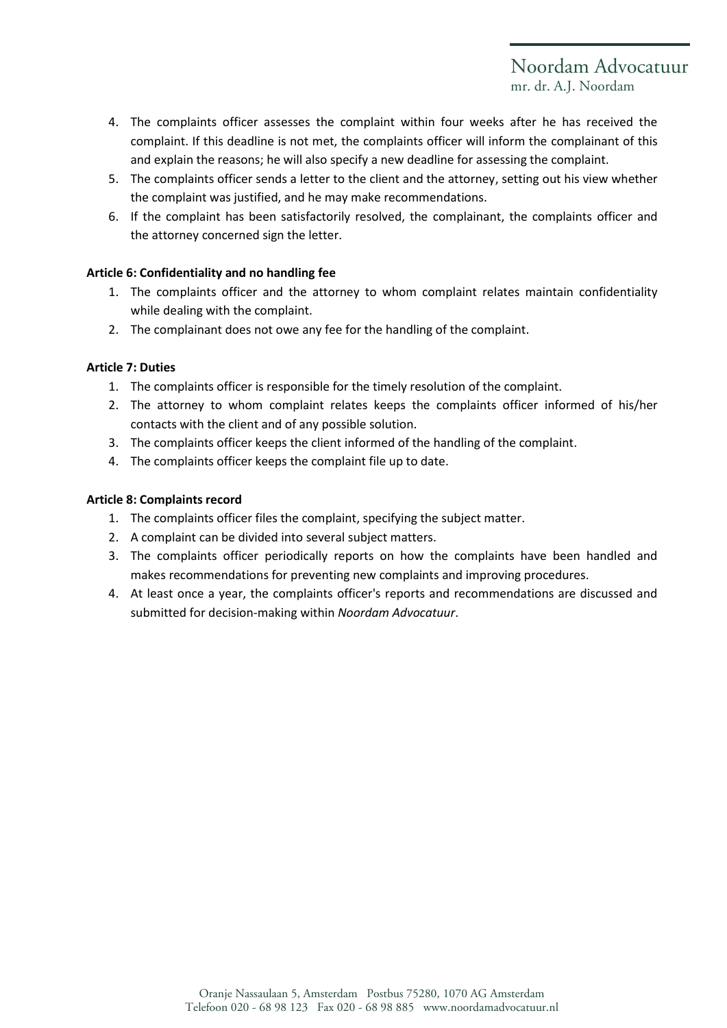4. The complaints officer assesses the complaint within four weeks after he has received the complaint. If this deadline is not met, the complaints officer will inform the complainant of this and explain the reasons; he will also specify a new deadline for assessing the complaint.
5. The complaints officer sends a letter to the client and the attorney, setting out his view whether the complaint was justified, and he may make recommendations.
6. If the complaint has been satisfactorily resolved, the complainant, the complaints officer and the attorney concerned sign the letter.

**Article 6: Confidentiality and no handling fee**

1. The complaints officer and the attorney to whom complaint relates maintain confidentiality while dealing with the complaint.
2. The complainant does not owe any fee for the handling of the complaint.

**Article 7: Duties**

1. The complaints officer is responsible for the timely resolution of the complaint.
2. The attorney to whom complaint relates keeps the complaints officer informed of his/her contacts with the client and of any possible solution.
3. The complaints officer keeps the client informed of the handling of the complaint.
4. The complaints officer keeps the complaint file up to date.

**Article 8: Complaints record**

1. The complaints officer files the complaint, specifying the subject matter.
2. A complaint can be divided into several subject matters.
3. The complaints officer periodically reports on how the complaints have been handled and makes recommendations for preventing new complaints and improving procedures.
4. At least once a year, the complaints officer's reports and recommendations are discussed and submitted for decision-making within *Noordam Advocatuur*.